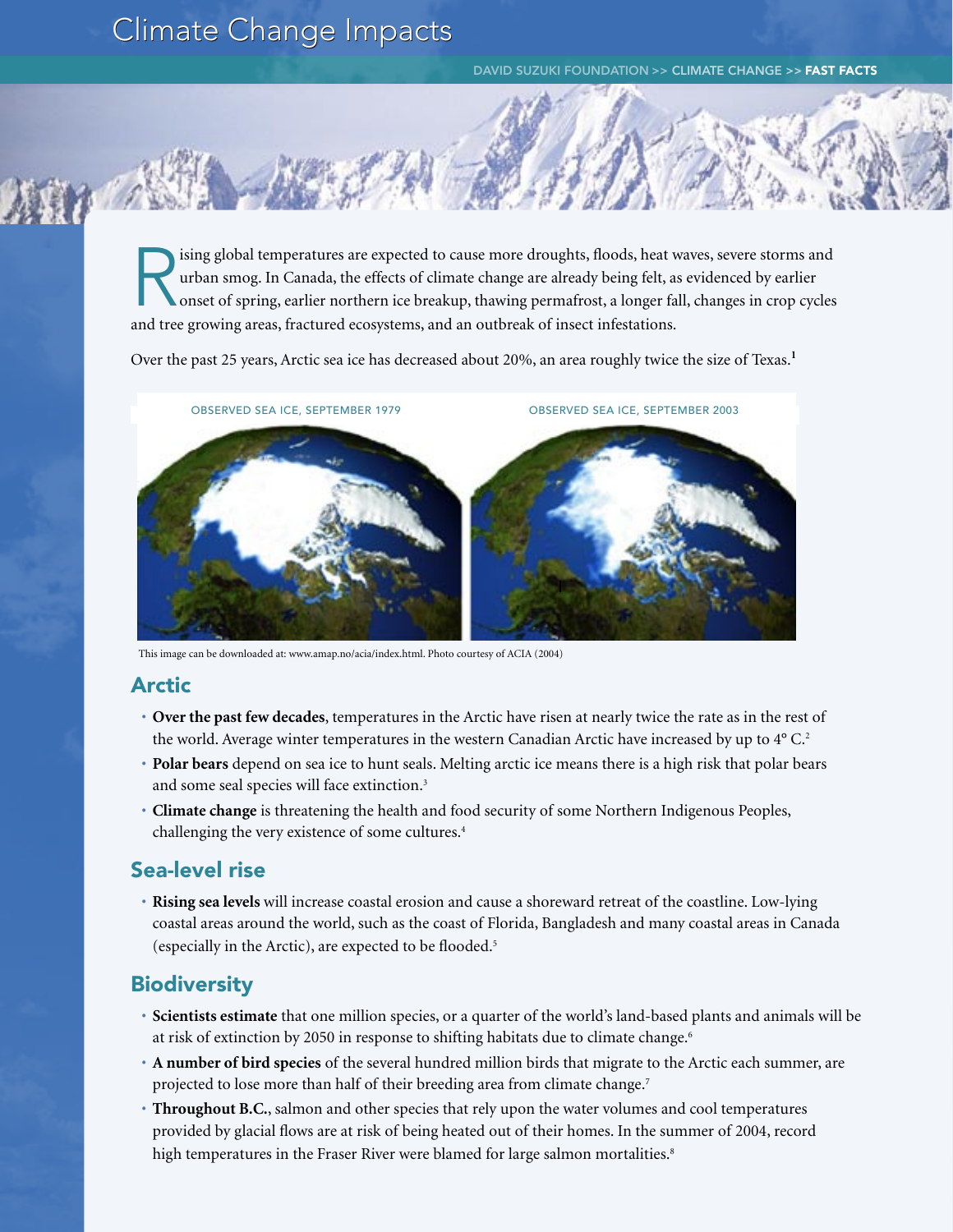# Climate Change Impacts

Rising global temperatures are expected to cause more droughts, floods, heat waves, severe storms and urban smog. In Canada, the effects of climate change are already being felt, as evidenced by earlier onset of spring, earlier northern ice breakup, thawing permafrost, a longer fall, changes in crop cycles and tree growing areas, fractured ecosystems, and an outbreak of insect infestations.

Over the past 25 years, Arctic sea ice has decreased about 20%, an area roughly twice the size of Texas.[1]

OBSERVED SEA ICE, SEPTEMBER 1979

OBSERVED SEA ICE, SEPTEMBER 2003

This image can be downloaded at: www.amap.no/acia/index.html. Photo courtesy of ACIA (2004)

## Arctic

- **Over the past few decades**, temperatures in the Arctic have risen at nearly twice the rate as in the rest of the world. Average winter temperatures in the western Canadian Arctic have increased by up to 4° C.[2]
- **Polar bears** depend on sea ice to hunt seals. Melting arctic ice means there is a high risk that polar bears and some seal species will face extinction.[3]
- **Climate change** is threatening the health and food security of some Northern Indigenous Peoples, challenging the very existence of some cultures.[4]

## Sea-level rise

- **Rising sea levels** will increase coastal erosion and cause a shoreward retreat of the coastline. Low-lying coastal areas around the world, such as the coast of Florida, Bangladesh and many coastal areas in Canada (especially in the Arctic), are expected to be flooded.[5]

## Biodiversity

- **Scientists estimate** that one million species, or a quarter of the world's land-based plants and animals will be at risk of extinction by 2050 in response to shifting habitats due to climate change.[6]
- **A number of bird species** of the several hundred million birds that migrate to the Arctic each summer, are projected to lose more than half of their breeding area from climate change.[7]
- **Throughout B.C.**, salmon and other species that rely upon the water volumes and cool temperatures provided by glacial flows are at risk of being heated out of their homes. In the summer of 2004, record high temperatures in the Fraser River were blamed for large salmon mortalities.[8]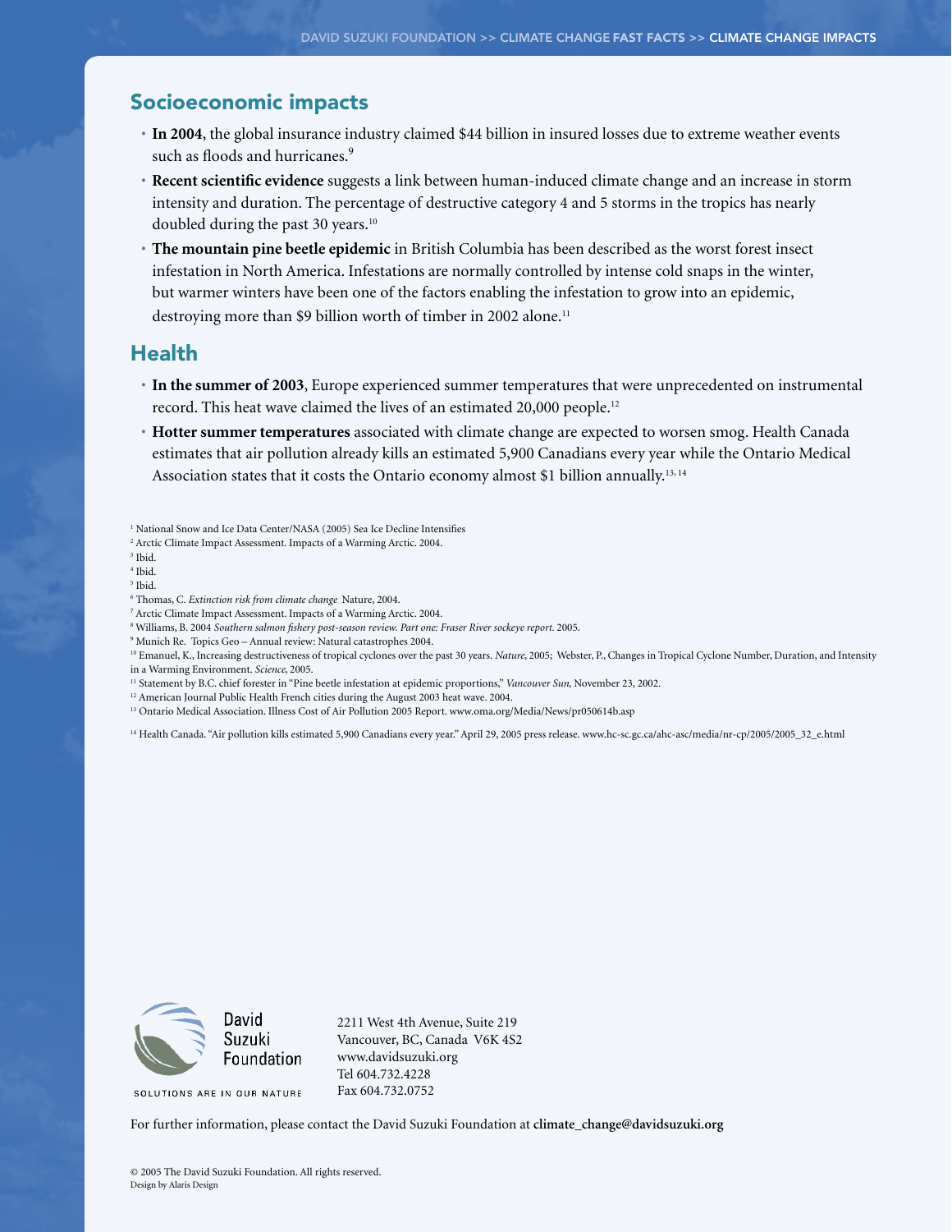## Socioeconomic impacts

- **In 2004**, the global insurance industry claimed $44 billion in insured losses due to extreme weather events such as floods and hurricanes.[9]
- **Recent scientific evidence** suggests a link between human-induced climate change and an increase in storm intensity and duration. The percentage of destructive category 4 and 5 storms in the tropics has nearly doubled during the past 30 years.[10]
- **The mountain pine beetle epidemic** in British Columbia has been described as the worst forest insect infestation in North America. Infestations are normally controlled by intense cold snaps in the winter, but warmer winters have been one of the factors enabling the infestation to grow into an epidemic, destroying more than $9 billion worth of timber in 2002 alone.[11]

## Health

- **In the summer of 2003**, Europe experienced summer temperatures that were unprecedented on instrumental record. This heat wave claimed the lives of an estimated 20,000 people.[12]
- **Hotter summer temperatures** associated with climate change are expected to worsen smog. Health Canada estimates that air pollution already kills an estimated 5,900 Canadians every year while the Ontario Medical Association states that it costs the Ontario economy almost $1 billion annually.[13, 14]

[1] National Snow and Ice Data Center/NASA (2005) Sea Ice Decline Intensifies
[2] Arctic Climate Impact Assessment. Impacts of a Warming Arctic. 2004.
[3] Ibid.
[4] Ibid.
[5] Ibid.
[6] Thomas, C. *Extinction risk from climate change* Nature, 2004.
[7] Arctic Climate Impact Assessment. Impacts of a Warming Arctic. 2004.
[8] Williams, B. 2004 *Southern salmon fishery post-season review. Part one: Fraser River sockeye report.* 2005.
[9] Munich Re. Topics Geo – Annual review: Natural catastrophes 2004.
[10] Emanuel, K., Increasing destructiveness of tropical cyclones over the past 30 years. *Nature*, 2005; Webster, P., Changes in Tropical Cyclone Number, Duration, and Intensity in a Warming Environment. *Science*, 2005.
[11] Statement by B.C. chief forester in "Pine beetle infestation at epidemic proportions," *Vancouver Sun*, November 23, 2002.
[12] American Journal Public Health French cities during the August 2003 heat wave. 2004.
[13] Ontario Medical Association. Illness Cost of Air Pollution 2005 Report. www.oma.org/Media/News/pr050614b.asp
[14] Health Canada. "Air pollution kills estimated 5,900 Canadians every year." April 29, 2005 press release. www.hc-sc.gc.ca/ahc-asc/media/nr-cp/2005/2005_32_e.html

David Suzuki Foundation
SOLUTIONS ARE IN OUR NATURE

2211 West 4th Avenue, Suite 219
Vancouver, BC, Canada V6K 4S2
www.davidsuzuki.org
Tel 604.732.4228
Fax 604.732.0752

For further information, please contact the David Suzuki Foundation at **climate_change@davidsuzuki.org**

© 2005 The David Suzuki Foundation. All rights reserved.
Design by Alaris Design